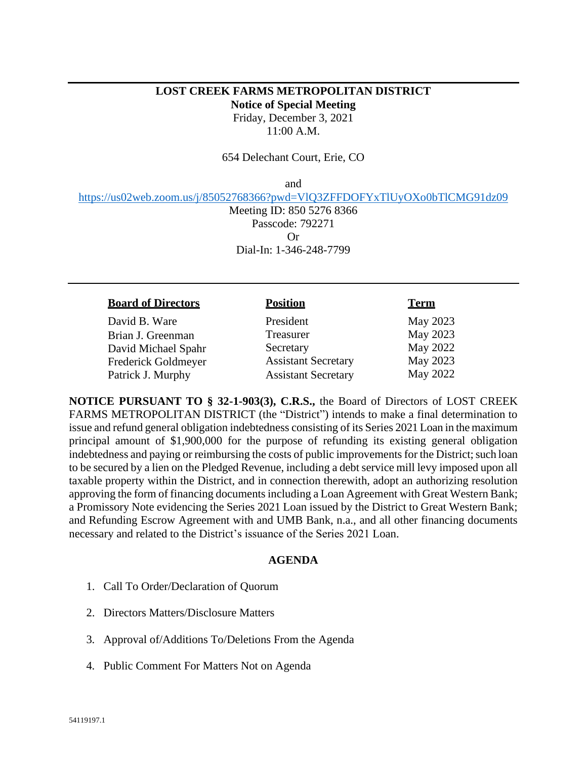**LOST CREEK FARMS METROPOLITAN DISTRICT**

**Notice of Special Meeting**

Friday, December 3, 2021

11:00 A.M.

654 Delechant Court, Erie, CO

and

https://us02web.zoom.us/j/85052768366?pwd=VlQ3ZFFDOFYxTlUyOXo0bTlCMG91dz09

Meeting ID: 850 5276 8366

Passcode: 792271

Or

Dial-In: 1-346-248-7799

| Board of Directors | Position | Term |
|---|---|---|
| David B. Ware | President | May 2023 |
| Brian J. Greenman | Treasurer | May 2023 |
| David Michael Spahr | Secretary | May 2022 |
| Frederick Goldmeyer | Assistant Secretary | May 2023 |
| Patrick J. Murphy | Assistant Secretary | May 2022 |

**NOTICE PURSUANT TO § 32-1-903(3), C.R.S.,** the Board of Directors of LOST CREEK FARMS METROPOLITAN DISTRICT (the "District") intends to make a final determination to issue and refund general obligation indebtedness consisting of its Series 2021 Loan in the maximum principal amount of $1,900,000 for the purpose of refunding its existing general obligation indebtedness and paying or reimbursing the costs of public improvements for the District; such loan to be secured by a lien on the Pledged Revenue, including a debt service mill levy imposed upon all taxable property within the District, and in connection therewith, adopt an authorizing resolution approving the form of financing documents including a Loan Agreement with Great Western Bank; a Promissory Note evidencing the Series 2021 Loan issued by the District to Great Western Bank; and Refunding Escrow Agreement with and UMB Bank, n.a., and all other financing documents necessary and related to the District's issuance of the Series 2021 Loan.

**AGENDA**

1. Call To Order/Declaration of Quorum
2. Directors Matters/Disclosure Matters
3. Approval of/Additions To/Deletions From the Agenda
4. Public Comment For Matters Not on Agenda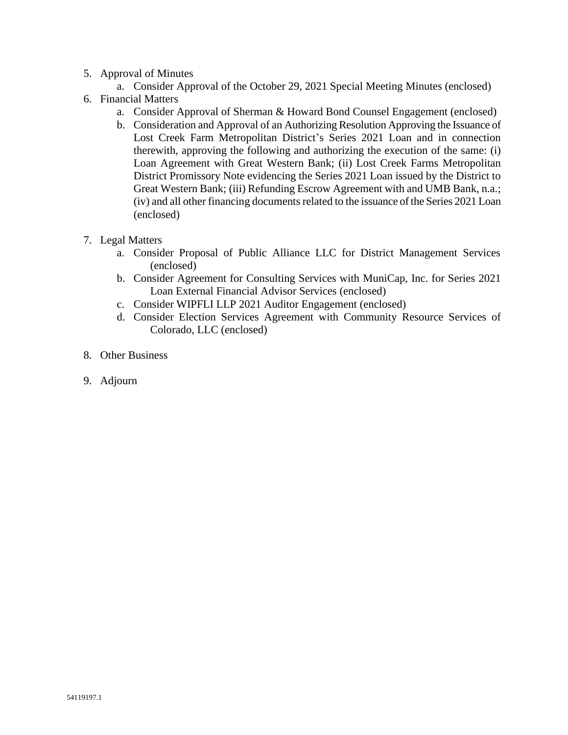5. Approval of Minutes
    a. Consider Approval of the October 29, 2021 Special Meeting Minutes (enclosed)
6. Financial Matters
    a. Consider Approval of Sherman & Howard Bond Counsel Engagement (enclosed)
    b. Consideration and Approval of an Authorizing Resolution Approving the Issuance of Lost Creek Farm Metropolitan District's Series 2021 Loan and in connection therewith, approving the following and authorizing the execution of the same: (i) Loan Agreement with Great Western Bank; (ii) Lost Creek Farms Metropolitan District Promissory Note evidencing the Series 2021 Loan issued by the District to Great Western Bank; (iii) Refunding Escrow Agreement with and UMB Bank, n.a.; (iv) and all other financing documents related to the issuance of the Series 2021 Loan (enclosed)

7. Legal Matters
    a. Consider Proposal of Public Alliance LLC for District Management Services (enclosed)
    b. Consider Agreement for Consulting Services with MuniCap, Inc. for Series 2021 Loan External Financial Advisor Services (enclosed)
    c. Consider WIPFLI LLP 2021 Auditor Engagement (enclosed)
    d. Consider Election Services Agreement with Community Resource Services of Colorado, LLC (enclosed)

8. Other Business

9. Adjourn

54119197.1